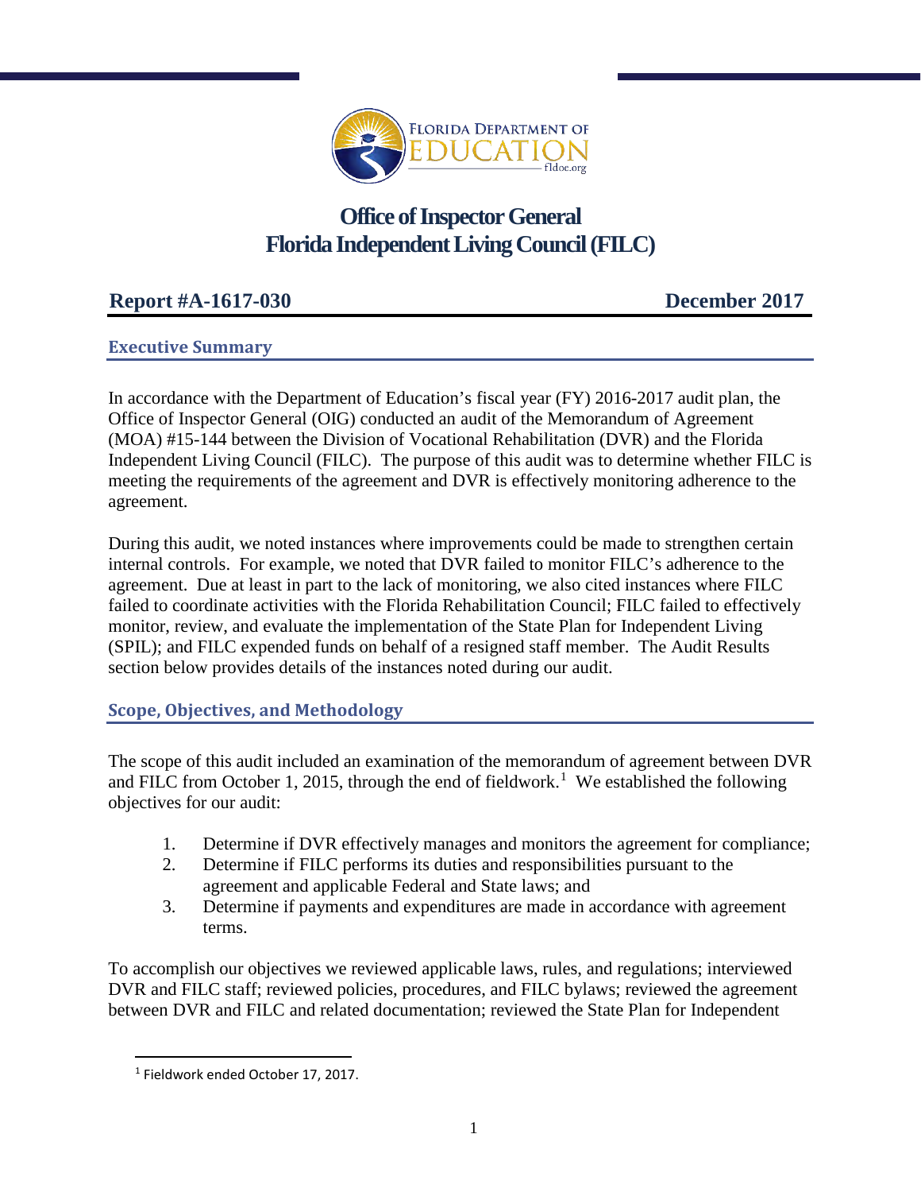# Office of Inspector General
# Florida Independent Living Council (FILC)

**Report #A-1617-030** **December 2017**

## Executive Summary

In accordance with the Department of Education's fiscal year (FY) 2016-2017 audit plan, the Office of Inspector General (OIG) conducted an audit of the Memorandum of Agreement (MOA) #15-144 between the Division of Vocational Rehabilitation (DVR) and the Florida Independent Living Council (FILC). The purpose of this audit was to determine whether FILC is meeting the requirements of the agreement and DVR is effectively monitoring adherence to the agreement.

During this audit, we noted instances where improvements could be made to strengthen certain internal controls. For example, we noted that DVR failed to monitor FILC's adherence to the agreement. Due at least in part to the lack of monitoring, we also cited instances where FILC failed to coordinate activities with the Florida Rehabilitation Council; FILC failed to effectively monitor, review, and evaluate the implementation of the State Plan for Independent Living (SPIL); and FILC expended funds on behalf of a resigned staff member. The Audit Results section below provides details of the instances noted during our audit.

## Scope, Objectives, and Methodology

The scope of this audit included an examination of the memorandum of agreement between DVR and FILC from October 1, 2015, through the end of fieldwork.[1] We established the following objectives for our audit:

1. Determine if DVR effectively manages and monitors the agreement for compliance;
2. Determine if FILC performs its duties and responsibilities pursuant to the agreement and applicable Federal and State laws; and
3. Determine if payments and expenditures are made in accordance with agreement terms.

To accomplish our objectives we reviewed applicable laws, rules, and regulations; interviewed DVR and FILC staff; reviewed policies, procedures, and FILC bylaws; reviewed the agreement between DVR and FILC and related documentation; reviewed the State Plan for Independent

[1] Fieldwork ended October 17, 2017.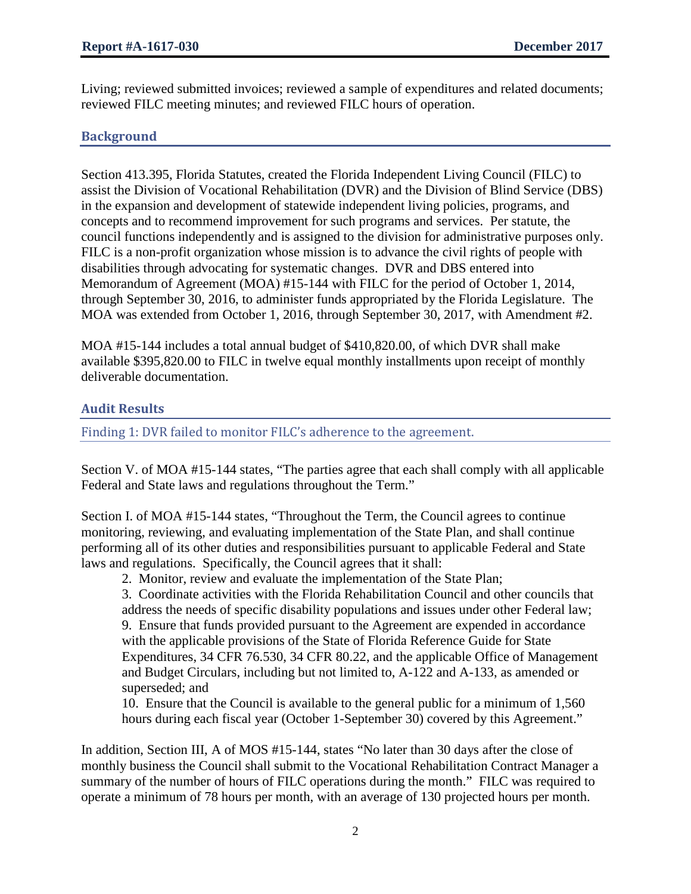Living; reviewed submitted invoices; reviewed a sample of expenditures and related documents; reviewed FILC meeting minutes; and reviewed FILC hours of operation.

## Background

Section 413.395, Florida Statutes, created the Florida Independent Living Council (FILC) to assist the Division of Vocational Rehabilitation (DVR) and the Division of Blind Service (DBS) in the expansion and development of statewide independent living policies, programs, and concepts and to recommend improvement for such programs and services. Per statute, the council functions independently and is assigned to the division for administrative purposes only. FILC is a non-profit organization whose mission is to advance the civil rights of people with disabilities through advocating for systematic changes. DVR and DBS entered into Memorandum of Agreement (MOA) #15-144 with FILC for the period of October 1, 2014, through September 30, 2016, to administer funds appropriated by the Florida Legislature. The MOA was extended from October 1, 2016, through September 30, 2017, with Amendment #2.

MOA #15-144 includes a total annual budget of $410,820.00, of which DVR shall make available $395,820.00 to FILC in twelve equal monthly installments upon receipt of monthly deliverable documentation.

## Audit Results

### Finding 1: DVR failed to monitor FILC's adherence to the agreement.

Section V. of MOA #15-144 states, "The parties agree that each shall comply with all applicable Federal and State laws and regulations throughout the Term."

Section I. of MOA #15-144 states, "Throughout the Term, the Council agrees to continue monitoring, reviewing, and evaluating implementation of the State Plan, and shall continue performing all of its other duties and responsibilities pursuant to applicable Federal and State laws and regulations. Specifically, the Council agrees that it shall:

2. Monitor, review and evaluate the implementation of the State Plan;
3. Coordinate activities with the Florida Rehabilitation Council and other councils that address the needs of specific disability populations and issues under other Federal law;
9. Ensure that funds provided pursuant to the Agreement are expended in accordance with the applicable provisions of the State of Florida Reference Guide for State Expenditures, 34 CFR 76.530, 34 CFR 80.22, and the applicable Office of Management and Budget Circulars, including but not limited to, A-122 and A-133, as amended or superseded; and
10. Ensure that the Council is available to the general public for a minimum of 1,560 hours during each fiscal year (October 1-September 30) covered by this Agreement."

In addition, Section III, A of MOS #15-144, states "No later than 30 days after the close of monthly business the Council shall submit to the Vocational Rehabilitation Contract Manager a summary of the number of hours of FILC operations during the month." FILC was required to operate a minimum of 78 hours per month, with an average of 130 projected hours per month.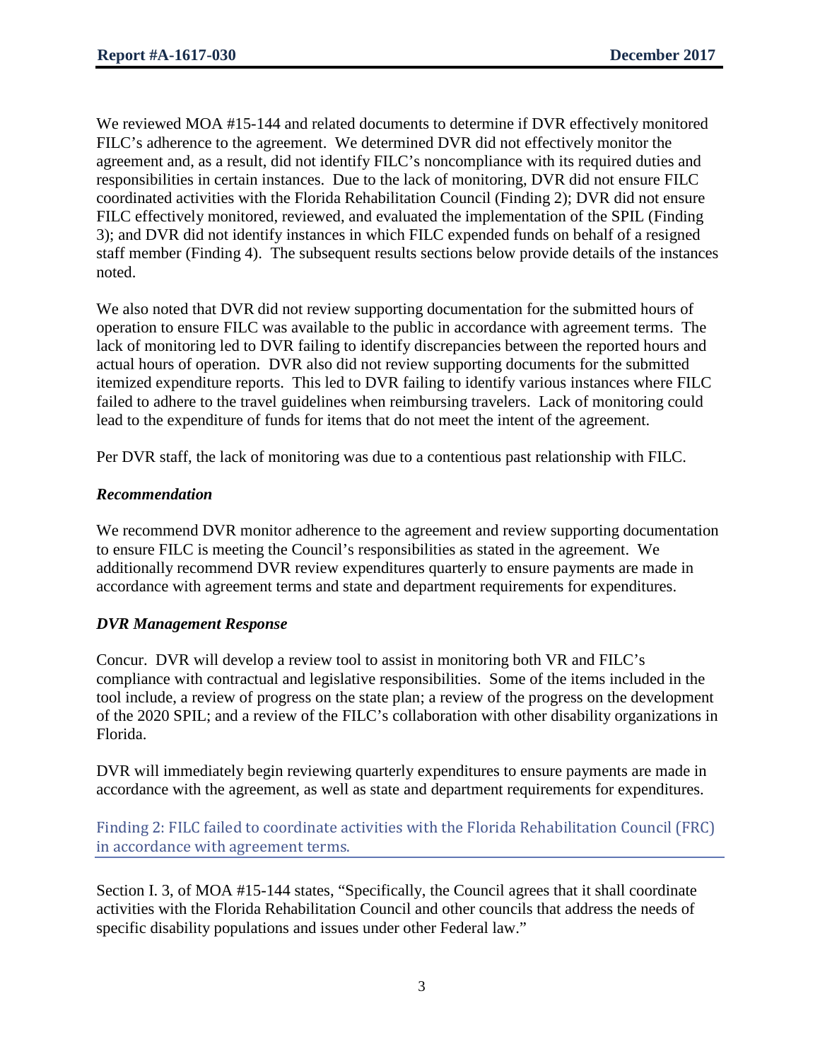We reviewed MOA #15-144 and related documents to determine if DVR effectively monitored FILC's adherence to the agreement. We determined DVR did not effectively monitor the agreement and, as a result, did not identify FILC's noncompliance with its required duties and responsibilities in certain instances. Due to the lack of monitoring, DVR did not ensure FILC coordinated activities with the Florida Rehabilitation Council (Finding 2); DVR did not ensure FILC effectively monitored, reviewed, and evaluated the implementation of the SPIL (Finding 3); and DVR did not identify instances in which FILC expended funds on behalf of a resigned staff member (Finding 4). The subsequent results sections below provide details of the instances noted.

We also noted that DVR did not review supporting documentation for the submitted hours of operation to ensure FILC was available to the public in accordance with agreement terms. The lack of monitoring led to DVR failing to identify discrepancies between the reported hours and actual hours of operation. DVR also did not review supporting documents for the submitted itemized expenditure reports. This led to DVR failing to identify various instances where FILC failed to adhere to the travel guidelines when reimbursing travelers. Lack of monitoring could lead to the expenditure of funds for items that do not meet the intent of the agreement.

Per DVR staff, the lack of monitoring was due to a contentious past relationship with FILC.

### *Recommendation*

We recommend DVR monitor adherence to the agreement and review supporting documentation to ensure FILC is meeting the Council's responsibilities as stated in the agreement. We additionally recommend DVR review expenditures quarterly to ensure payments are made in accordance with agreement terms and state and department requirements for expenditures.

### *DVR Management Response*

Concur. DVR will develop a review tool to assist in monitoring both VR and FILC's compliance with contractual and legislative responsibilities. Some of the items included in the tool include, a review of progress on the state plan; a review of the progress on the development of the 2020 SPIL; and a review of the FILC's collaboration with other disability organizations in Florida.

DVR will immediately begin reviewing quarterly expenditures to ensure payments are made in accordance with the agreement, as well as state and department requirements for expenditures.

## Finding 2: FILC failed to coordinate activities with the Florida Rehabilitation Council (FRC) in accordance with agreement terms.

Section I. 3, of MOA #15-144 states, "Specifically, the Council agrees that it shall coordinate activities with the Florida Rehabilitation Council and other councils that address the needs of specific disability populations and issues under other Federal law."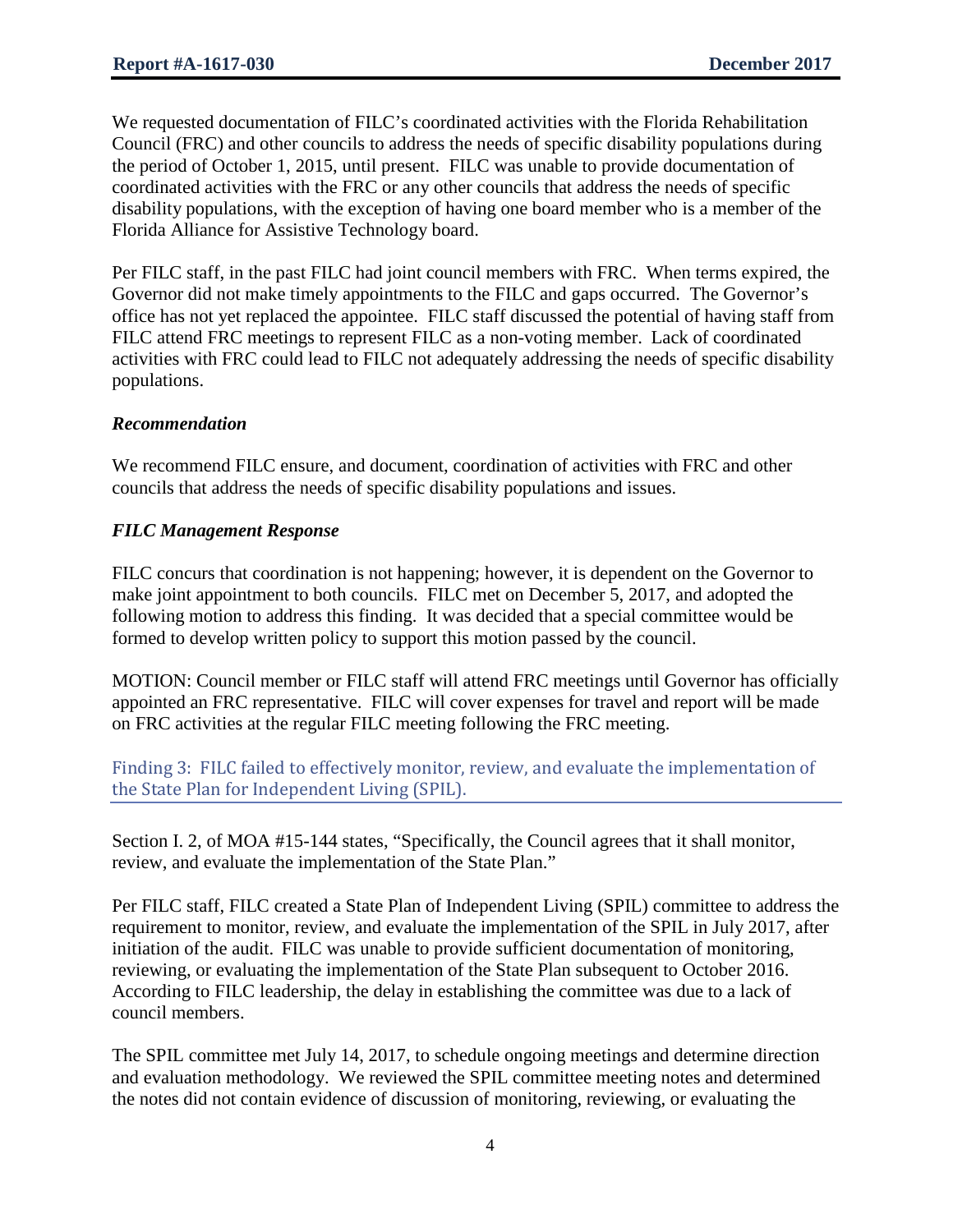We requested documentation of FILC's coordinated activities with the Florida Rehabilitation Council (FRC) and other councils to address the needs of specific disability populations during the period of October 1, 2015, until present. FILC was unable to provide documentation of coordinated activities with the FRC or any other councils that address the needs of specific disability populations, with the exception of having one board member who is a member of the Florida Alliance for Assistive Technology board.

Per FILC staff, in the past FILC had joint council members with FRC. When terms expired, the Governor did not make timely appointments to the FILC and gaps occurred. The Governor's office has not yet replaced the appointee. FILC staff discussed the potential of having staff from FILC attend FRC meetings to represent FILC as a non-voting member. Lack of coordinated activities with FRC could lead to FILC not adequately addressing the needs of specific disability populations.

### *Recommendation*

We recommend FILC ensure, and document, coordination of activities with FRC and other councils that address the needs of specific disability populations and issues.

### *FILC Management Response*

FILC concurs that coordination is not happening; however, it is dependent on the Governor to make joint appointment to both councils. FILC met on December 5, 2017, and adopted the following motion to address this finding. It was decided that a special committee would be formed to develop written policy to support this motion passed by the council.

MOTION: Council member or FILC staff will attend FRC meetings until Governor has officially appointed an FRC representative. FILC will cover expenses for travel and report will be made on FRC activities at the regular FILC meeting following the FRC meeting.

## Finding 3: FILC failed to effectively monitor, review, and evaluate the implementation of the State Plan for Independent Living (SPIL).

Section I. 2, of MOA #15-144 states, "Specifically, the Council agrees that it shall monitor, review, and evaluate the implementation of the State Plan."

Per FILC staff, FILC created a State Plan of Independent Living (SPIL) committee to address the requirement to monitor, review, and evaluate the implementation of the SPIL in July 2017, after initiation of the audit. FILC was unable to provide sufficient documentation of monitoring, reviewing, or evaluating the implementation of the State Plan subsequent to October 2016. According to FILC leadership, the delay in establishing the committee was due to a lack of council members.

The SPIL committee met July 14, 2017, to schedule ongoing meetings and determine direction and evaluation methodology. We reviewed the SPIL committee meeting notes and determined the notes did not contain evidence of discussion of monitoring, reviewing, or evaluating the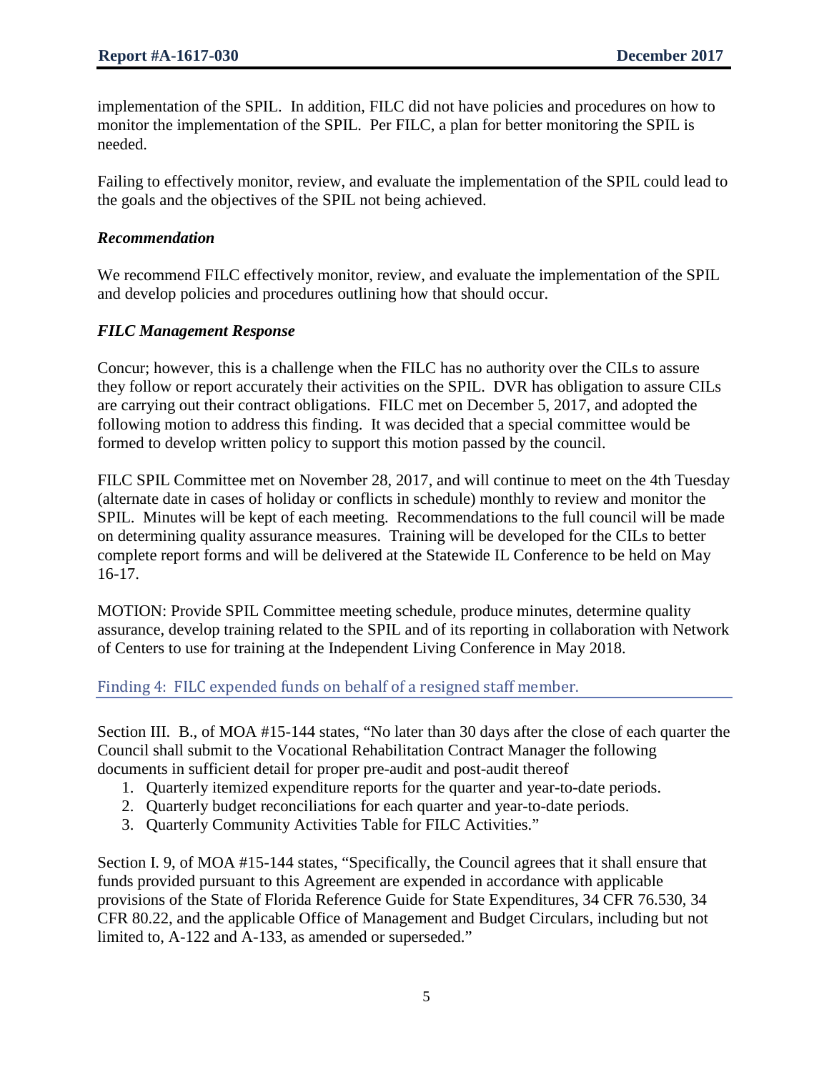implementation of the SPIL. In addition, FILC did not have policies and procedures on how to monitor the implementation of the SPIL. Per FILC, a plan for better monitoring the SPIL is needed.

Failing to effectively monitor, review, and evaluate the implementation of the SPIL could lead to the goals and the objectives of the SPIL not being achieved.

### *Recommendation*

We recommend FILC effectively monitor, review, and evaluate the implementation of the SPIL and develop policies and procedures outlining how that should occur.

### *FILC Management Response*

Concur; however, this is a challenge when the FILC has no authority over the CILs to assure they follow or report accurately their activities on the SPIL. DVR has obligation to assure CILs are carrying out their contract obligations. FILC met on December 5, 2017, and adopted the following motion to address this finding. It was decided that a special committee would be formed to develop written policy to support this motion passed by the council.

FILC SPIL Committee met on November 28, 2017, and will continue to meet on the 4th Tuesday (alternate date in cases of holiday or conflicts in schedule) monthly to review and monitor the SPIL. Minutes will be kept of each meeting. Recommendations to the full council will be made on determining quality assurance measures. Training will be developed for the CILs to better complete report forms and will be delivered at the Statewide IL Conference to be held on May 16-17.

MOTION: Provide SPIL Committee meeting schedule, produce minutes, determine quality assurance, develop training related to the SPIL and of its reporting in collaboration with Network of Centers to use for training at the Independent Living Conference in May 2018.

## Finding 4: FILC expended funds on behalf of a resigned staff member.

Section III. B., of MOA #15-144 states, "No later than 30 days after the close of each quarter the Council shall submit to the Vocational Rehabilitation Contract Manager the following documents in sufficient detail for proper pre-audit and post-audit thereof

1. Quarterly itemized expenditure reports for the quarter and year-to-date periods.
2. Quarterly budget reconciliations for each quarter and year-to-date periods.
3. Quarterly Community Activities Table for FILC Activities."

Section I. 9, of MOA #15-144 states, "Specifically, the Council agrees that it shall ensure that funds provided pursuant to this Agreement are expended in accordance with applicable provisions of the State of Florida Reference Guide for State Expenditures, 34 CFR 76.530, 34 CFR 80.22, and the applicable Office of Management and Budget Circulars, including but not limited to, A-122 and A-133, as amended or superseded."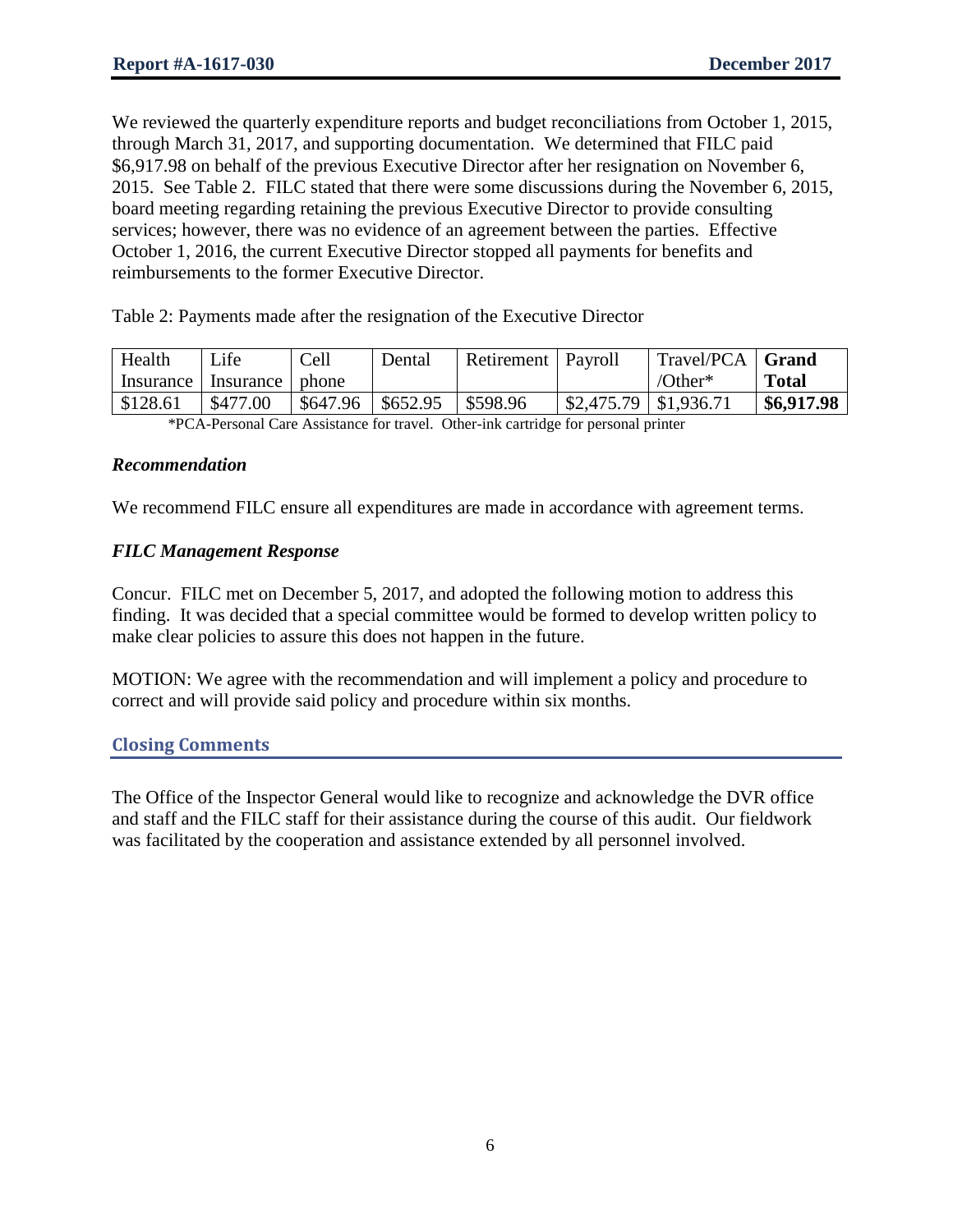We reviewed the quarterly expenditure reports and budget reconciliations from October 1, 2015, through March 31, 2017, and supporting documentation. We determined that FILC paid $6,917.98 on behalf of the previous Executive Director after her resignation on November 6, 2015. See Table 2. FILC stated that there were some discussions during the November 6, 2015, board meeting regarding retaining the previous Executive Director to provide consulting services; however, there was no evidence of an agreement between the parties. Effective October 1, 2016, the current Executive Director stopped all payments for benefits and reimbursements to the former Executive Director.

Table 2: Payments made after the resignation of the Executive Director

| Health Insurance | Life Insurance | Cell phone | Dental | Retirement | Payroll | Travel/PCA /Other* | **Grand Total** |
|---|---|---|---|---|---|---|---|
| $128.61 | $477.00 | $647.96 | $652.95 | $598.96 | $2,475.79 | $1,936.71 | **$6,917.98** |

*PCA-Personal Care Assistance for travel. Other-ink cartridge for personal printer

### *Recommendation*

We recommend FILC ensure all expenditures are made in accordance with agreement terms.

### *FILC Management Response*

Concur. FILC met on December 5, 2017, and adopted the following motion to address this finding. It was decided that a special committee would be formed to develop written policy to make clear policies to assure this does not happen in the future.

MOTION: We agree with the recommendation and will implement a policy and procedure to correct and will provide said policy and procedure within six months.

## Closing Comments

The Office of the Inspector General would like to recognize and acknowledge the DVR office and staff and the FILC staff for their assistance during the course of this audit. Our fieldwork was facilitated by the cooperation and assistance extended by all personnel involved.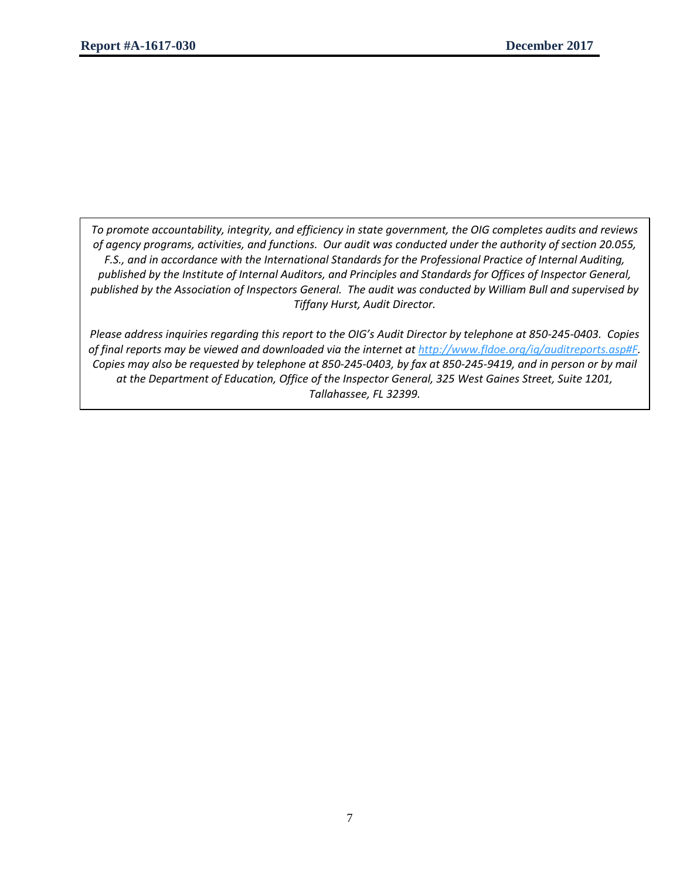*To promote accountability, integrity, and efficiency in state government, the OIG completes audits and reviews of agency programs, activities, and functions. Our audit was conducted under the authority of section 20.055, F.S., and in accordance with the International Standards for the Professional Practice of Internal Auditing, published by the Institute of Internal Auditors, and Principles and Standards for Offices of Inspector General, published by the Association of Inspectors General. The audit was conducted by William Bull and supervised by Tiffany Hurst, Audit Director.*

*Please address inquiries regarding this report to the OIG's Audit Director by telephone at 850-245-0403. Copies of final reports may be viewed and downloaded via the internet at [http://www.fldoe.org/ig/auditreports.asp#F](http://www.fldoe.org/ig/auditreports.asp#F). Copies may also be requested by telephone at 850-245-0403, by fax at 850-245-9419, and in person or by mail at the Department of Education, Office of the Inspector General, 325 West Gaines Street, Suite 1201, Tallahassee, FL 32399.*